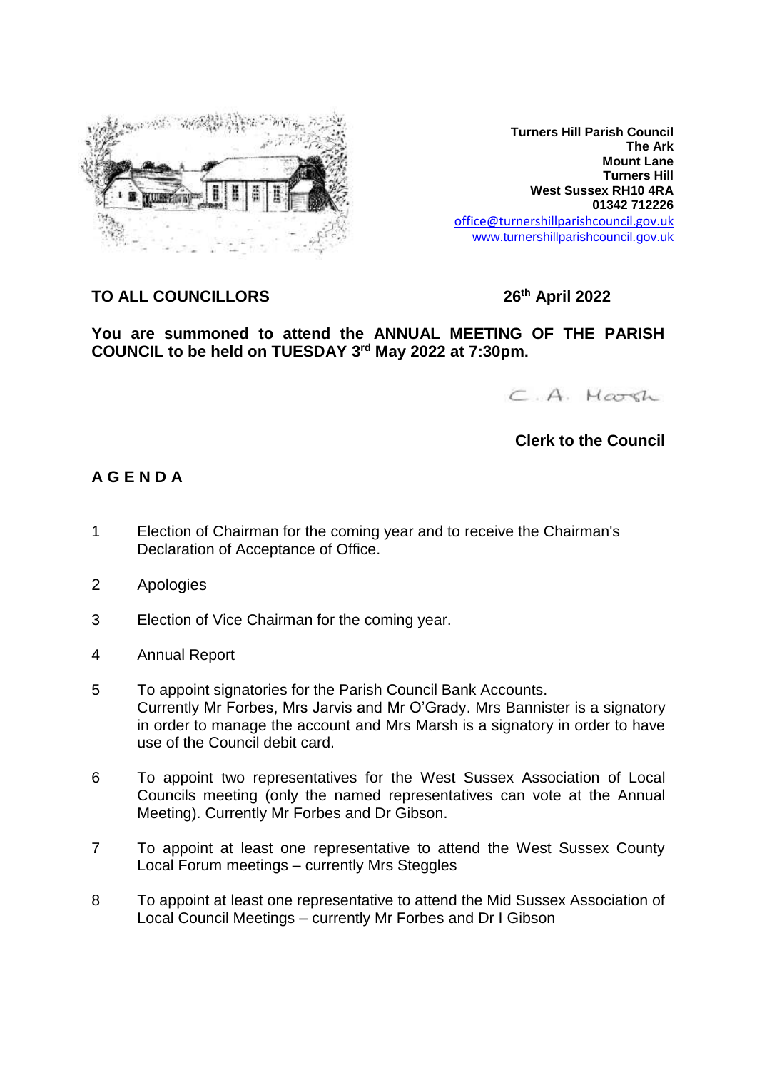**Turners Hill Parish Council**
**The Ark**
**Mount Lane**
**Turners Hill**
**West Sussex RH10 4RA**
**01342 712226**
office@turnershillparishcouncil.gov.uk
www.turnershillparishcouncil.gov.uk

**TO ALL COUNCILLORS** **26th April 2022**

**You are summoned to attend the ANNUAL MEETING OF THE PARISH COUNCIL to be held on TUESDAY 3rd May 2022 at 7:30pm.**

C. A. Marsh

**Clerk to the Council**

## A G E N D A

1. Election of Chairman for the coming year and to receive the Chairman's Declaration of Acceptance of Office.
2. Apologies
3. Election of Vice Chairman for the coming year.
4. Annual Report
5. To appoint signatories for the Parish Council Bank Accounts. Currently Mr Forbes, Mrs Jarvis and Mr O'Grady. Mrs Bannister is a signatory in order to manage the account and Mrs Marsh is a signatory in order to have use of the Council debit card.
6. To appoint two representatives for the West Sussex Association of Local Councils meeting (only the named representatives can vote at the Annual Meeting). Currently Mr Forbes and Dr Gibson.
7. To appoint at least one representative to attend the West Sussex County Local Forum meetings – currently Mrs Steggles
8. To appoint at least one representative to attend the Mid Sussex Association of Local Council Meetings – currently Mr Forbes and Dr I Gibson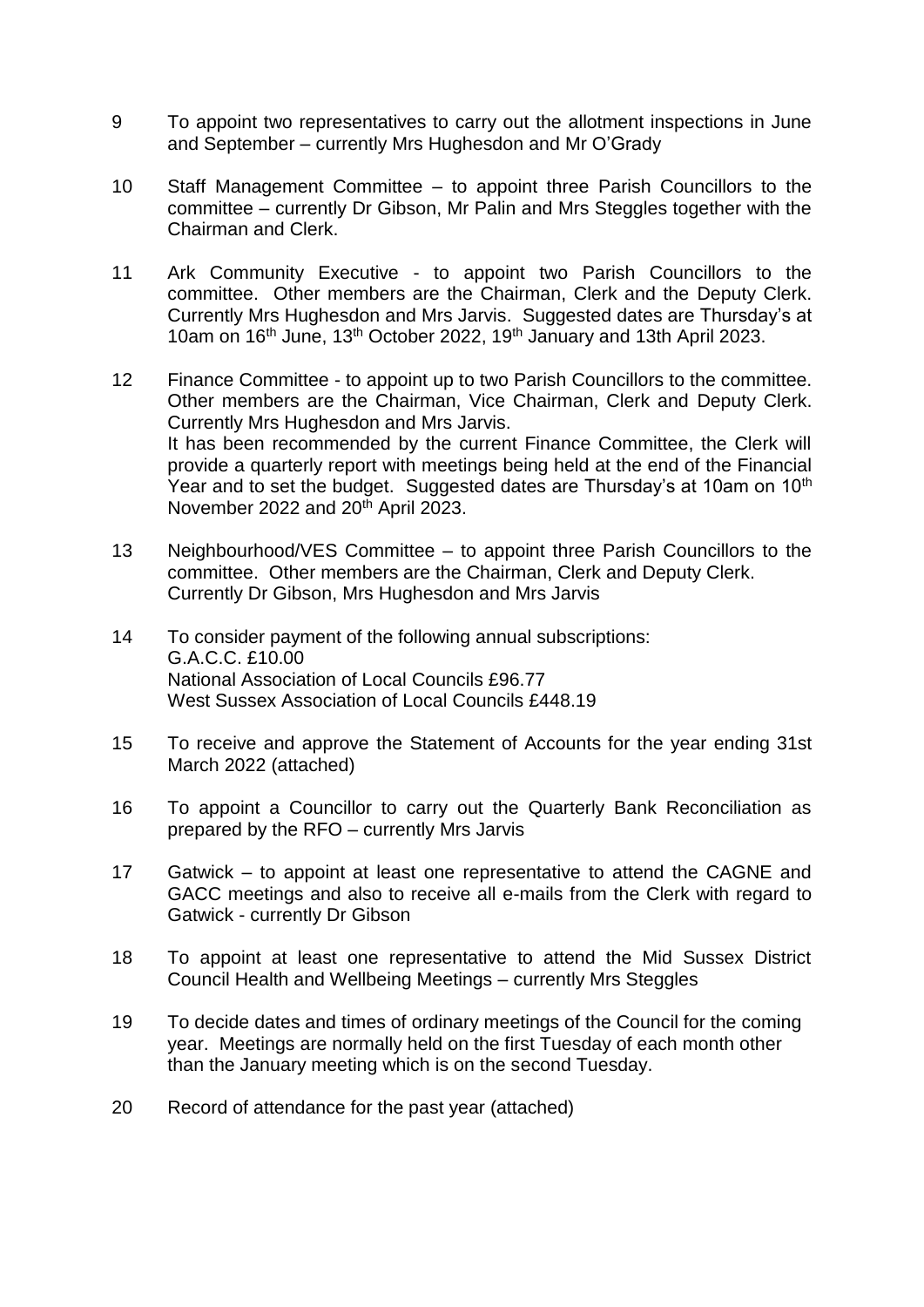9 To appoint two representatives to carry out the allotment inspections in June and September – currently Mrs Hughesdon and Mr O'Grady

10 Staff Management Committee – to appoint three Parish Councillors to the committee – currently Dr Gibson, Mr Palin and Mrs Steggles together with the Chairman and Clerk.

11 Ark Community Executive - to appoint two Parish Councillors to the committee. Other members are the Chairman, Clerk and the Deputy Clerk. Currently Mrs Hughesdon and Mrs Jarvis. Suggested dates are Thursday's at 10am on 16th June, 13th October 2022, 19th January and 13th April 2023.

12 Finance Committee - to appoint up to two Parish Councillors to the committee. Other members are the Chairman, Vice Chairman, Clerk and Deputy Clerk. Currently Mrs Hughesdon and Mrs Jarvis.
It has been recommended by the current Finance Committee, the Clerk will provide a quarterly report with meetings being held at the end of the Financial Year and to set the budget. Suggested dates are Thursday's at 10am on 10th November 2022 and 20th April 2023.

13 Neighbourhood/VES Committee – to appoint three Parish Councillors to the committee. Other members are the Chairman, Clerk and Deputy Clerk.
Currently Dr Gibson, Mrs Hughesdon and Mrs Jarvis

14 To consider payment of the following annual subscriptions:
G.A.C.C. £10.00
National Association of Local Councils £96.77
West Sussex Association of Local Councils £448.19

15 To receive and approve the Statement of Accounts for the year ending 31st March 2022 (attached)

16 To appoint a Councillor to carry out the Quarterly Bank Reconciliation as prepared by the RFO – currently Mrs Jarvis

17 Gatwick – to appoint at least one representative to attend the CAGNE and GACC meetings and also to receive all e-mails from the Clerk with regard to Gatwick - currently Dr Gibson

18 To appoint at least one representative to attend the Mid Sussex District Council Health and Wellbeing Meetings – currently Mrs Steggles

19 To decide dates and times of ordinary meetings of the Council for the coming year. Meetings are normally held on the first Tuesday of each month other than the January meeting which is on the second Tuesday.

20 Record of attendance for the past year (attached)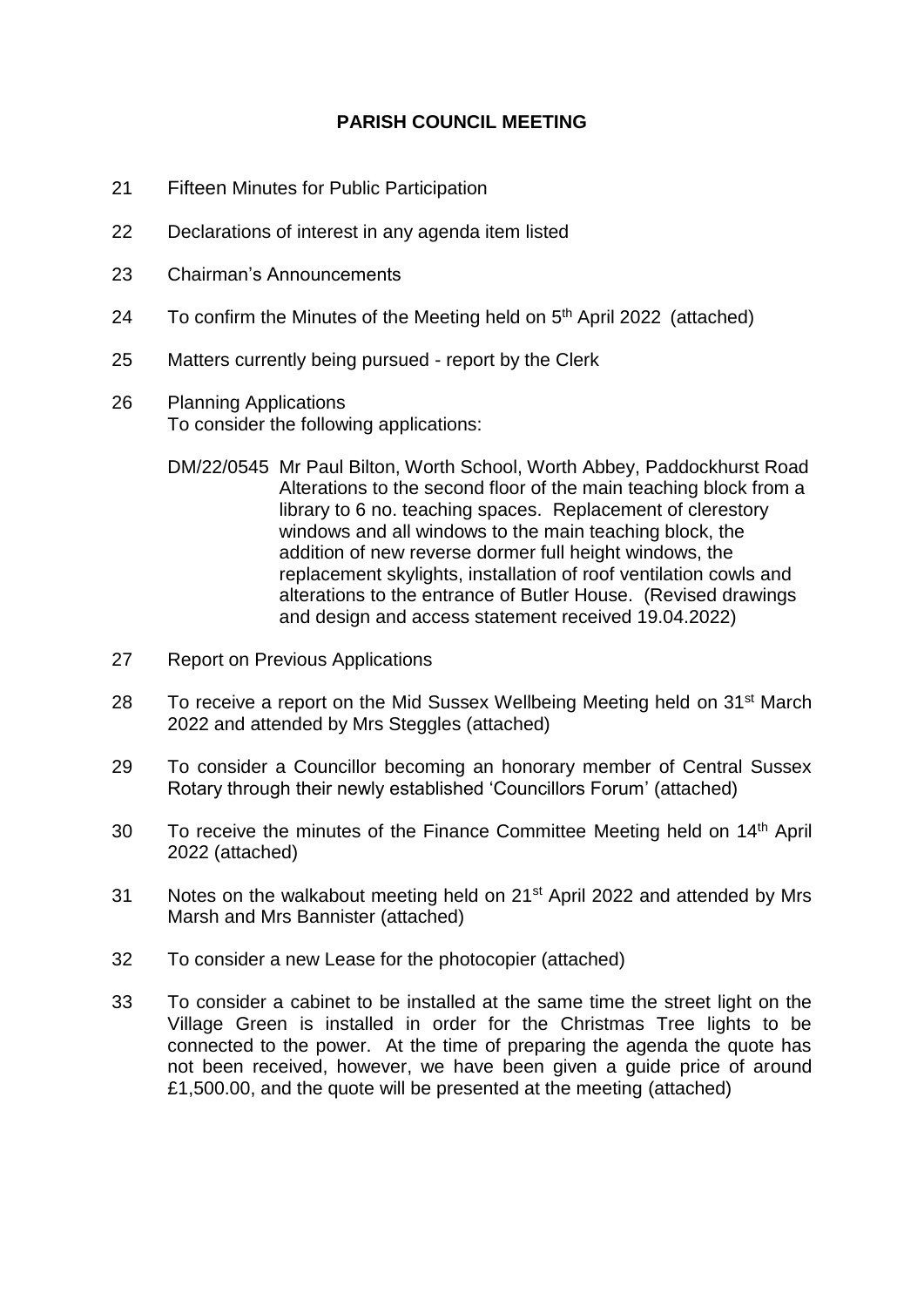# PARISH COUNCIL MEETING

21 Fifteen Minutes for Public Participation

22 Declarations of interest in any agenda item listed

23 Chairman's Announcements

24 To confirm the Minutes of the Meeting held on 5th April 2022 (attached)

25 Matters currently being pursued - report by the Clerk

26 Planning Applications
To consider the following applications:

DM/22/0545 Mr Paul Bilton, Worth School, Worth Abbey, Paddockhurst Road
Alterations to the second floor of the main teaching block from a library to 6 no. teaching spaces. Replacement of clerestory windows and all windows to the main teaching block, the addition of new reverse dormer full height windows, the replacement skylights, installation of roof ventilation cowls and alterations to the entrance of Butler House. (Revised drawings and design and access statement received 19.04.2022)

27 Report on Previous Applications

28 To receive a report on the Mid Sussex Wellbeing Meeting held on 31st March 2022 and attended by Mrs Steggles (attached)

29 To consider a Councillor becoming an honorary member of Central Sussex Rotary through their newly established 'Councillors Forum' (attached)

30 To receive the minutes of the Finance Committee Meeting held on 14th April 2022 (attached)

31 Notes on the walkabout meeting held on 21st April 2022 and attended by Mrs Marsh and Mrs Bannister (attached)

32 To consider a new Lease for the photocopier (attached)

33 To consider a cabinet to be installed at the same time the street light on the Village Green is installed in order for the Christmas Tree lights to be connected to the power. At the time of preparing the agenda the quote has not been received, however, we have been given a guide price of around £1,500.00, and the quote will be presented at the meeting (attached)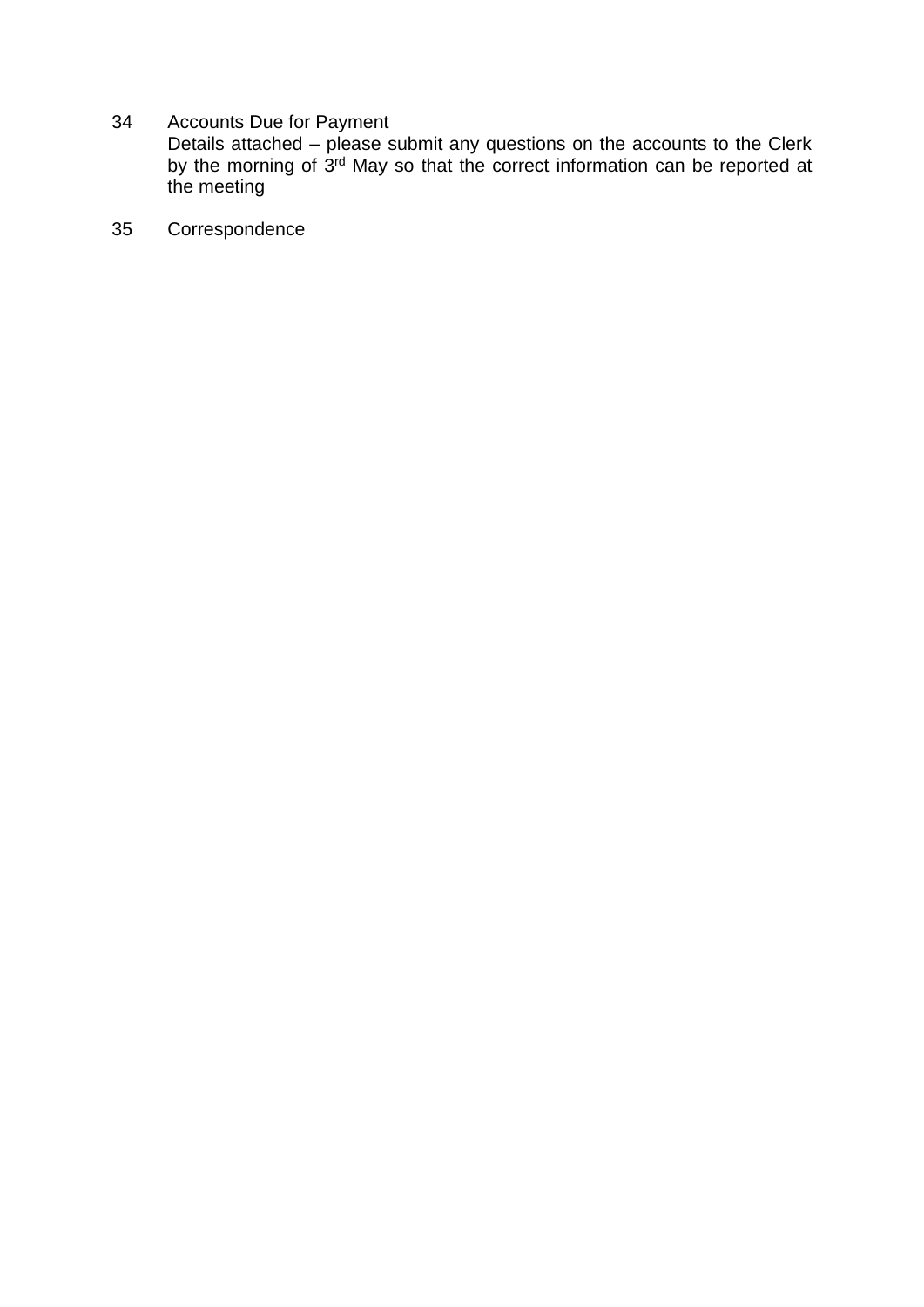34 Accounts Due for Payment

Details attached – please submit any questions on the accounts to the Clerk by the morning of 3rd May so that the correct information can be reported at the meeting

35 Correspondence